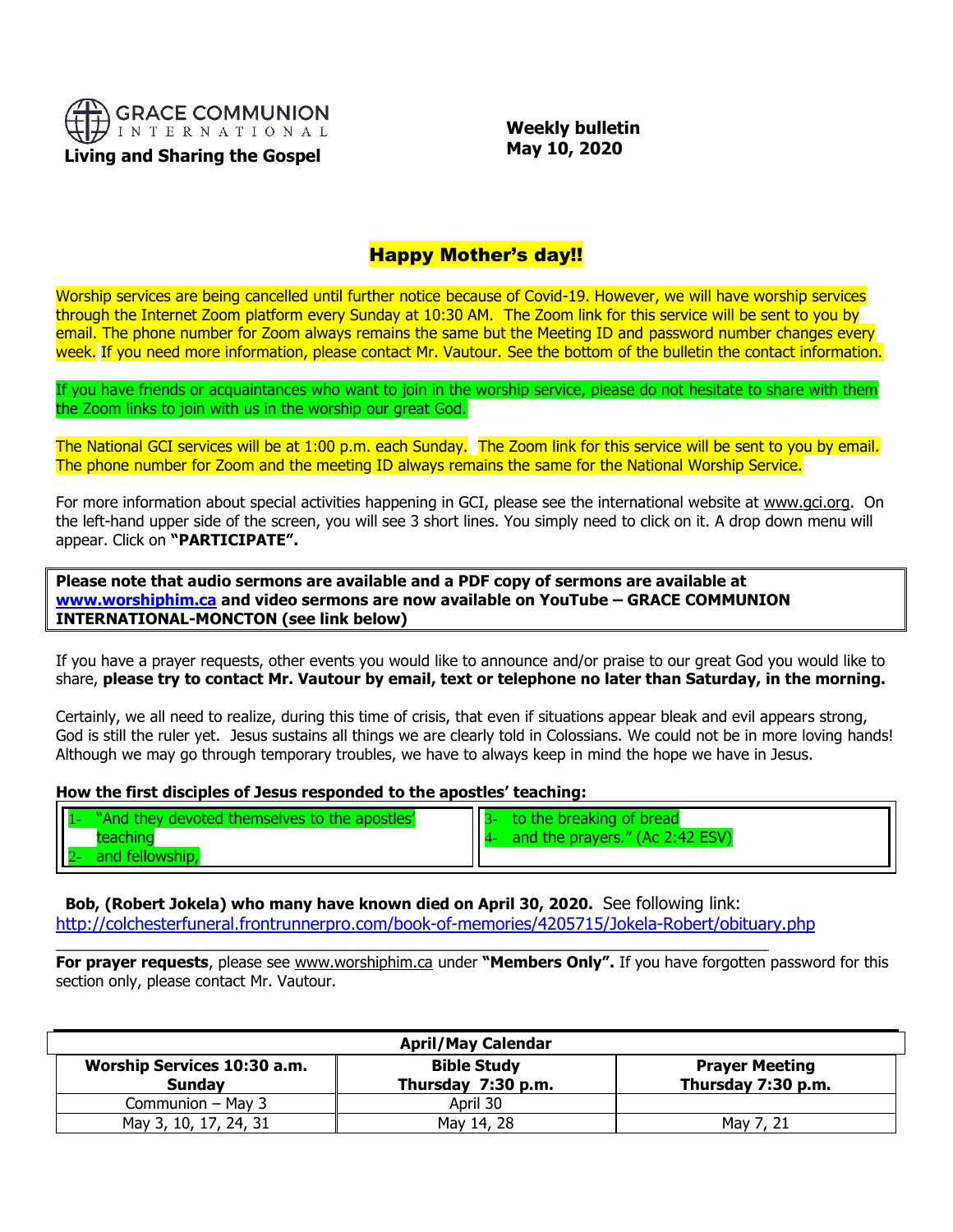GRACE COMMUNION INTERNATIONAL

**Living and Sharing the Gospel**

**Weekly bulletin**
**May 10, 2020**

## Happy Mother's day!!

Worship services are being cancelled until further notice because of Covid-19. However, we will have worship services through the Internet Zoom platform every Sunday at 10:30 AM. The Zoom link for this service will be sent to you by email. The phone number for Zoom always remains the same but the Meeting ID and password number changes every week. If you need more information, please contact Mr. Vautour. See the bottom of the bulletin the contact information.

If you have friends or acquaintances who want to join in the worship service, please do not hesitate to share with them the Zoom links to join with us in the worship our great God.

The National GCI services will be at 1:00 p.m. each Sunday. The Zoom link for this service will be sent to you by email. The phone number for Zoom and the meeting ID always remains the same for the National Worship Service.

For more information about special activities happening in GCI, please see the international website at www.gci.org. On the left-hand upper side of the screen, you will see 3 short lines. You simply need to click on it. A drop down menu will appear. Click on **"PARTICIPATE".**

**Please note that audio sermons are available and a PDF copy of sermons are available at www.worshiphim.ca and video sermons are now available on YouTube – GRACE COMMUNION INTERNATIONAL-MONCTON (see link below)**

If you have a prayer requests, other events you would like to announce and/or praise to our great God you would like to share, **please try to contact Mr. Vautour by email, text or telephone no later than Saturday, in the morning.**

Certainly, we all need to realize, during this time of crisis, that even if situations appear bleak and evil appears strong, God is still the ruler yet. Jesus sustains all things we are clearly told in Colossians. We could not be in more loving hands! Although we may go through temporary troubles, we have to always keep in mind the hope we have in Jesus.

**How the first disciples of Jesus responded to the apostles' teaching:**

1- "And they devoted themselves to the apostles' teaching
2- and fellowship,
3- to the breaking of bread
4- and the prayers." (Ac 2:42 ESV)

**Bob, (Robert Jokela) who many have known died on April 30, 2020.** See following link: http://colchesterfuneral.frontrunnerpro.com/book-of-memories/4205715/Jokela-Robert/obituary.php

**For prayer requests**, please see www.worshiphim.ca under **"Members Only".** If you have forgotten password for this section only, please contact Mr. Vautour.

| **April/May Calendar** | | |
|---|---|---|
| **Worship Services 10:30 a.m. Sunday** | **Bible Study Thursday 7:30 p.m.** | **Prayer Meeting Thursday 7:30 p.m.** |
| Communion – May 3 | April 30 | |
| May 3, 10, 17, 24, 31 | May 14, 28 | May 7, 21 |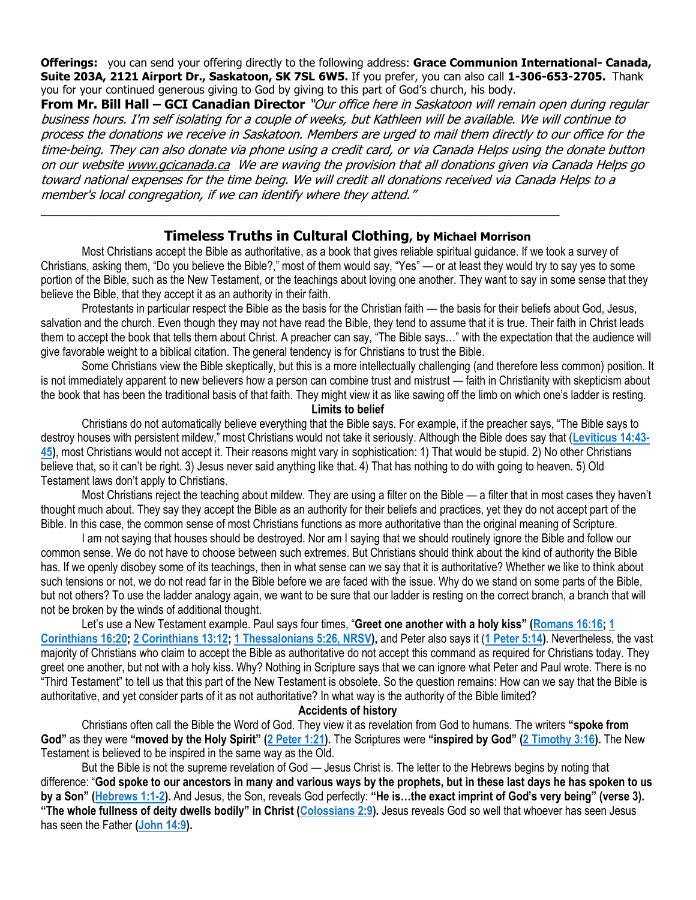**Offerings:** you can send your offering directly to the following address: **Grace Communion International- Canada, Suite 203A, 2121 Airport Dr., Saskatoon, SK 7SL 6W5.** If you prefer, you can also call **1-306-653-2705.** Thank you for your continued generous giving to God by giving to this part of God's church, his body.

**From Mr. Bill Hall – GCI Canadian Director** *"Our office here in Saskatoon will remain open during regular business hours. I'm self isolating for a couple of weeks, but Kathleen will be available. We will continue to process the donations we receive in Saskatoon. Members are urged to mail them directly to our office for the time-being. They can also donate via phone using a credit card, or via Canada Helps using the donate button on our website www.gcicanada.ca We are waving the provision that all donations given via Canada Helps go toward national expenses for the time being. We will credit all donations received via Canada Helps to a member's local congregation, if we can identify where they attend."*

---

## Timeless Truths in Cultural Clothing, by Michael Morrison

Most Christians accept the Bible as authoritative, as a book that gives reliable spiritual guidance. If we took a survey of Christians, asking them, "Do you believe the Bible?," most of them would say, "Yes" — or at least they would try to say yes to some portion of the Bible, such as the New Testament, or the teachings about loving one another. They want to say in some sense that they believe the Bible, that they accept it as an authority in their faith.

Protestants in particular respect the Bible as the basis for the Christian faith — the basis for their beliefs about God, Jesus, salvation and the church. Even though they may not have read the Bible, they tend to assume that it is true. Their faith in Christ leads them to accept the book that tells them about Christ. A preacher can say, "The Bible says…" with the expectation that the audience will give favorable weight to a biblical citation. The general tendency is for Christians to trust the Bible.

Some Christians view the Bible skeptically, but this is a more intellectually challenging (and therefore less common) position. It is not immediately apparent to new believers how a person can combine trust and mistrust — faith in Christianity with skepticism about the book that has been the traditional basis of that faith. They might view it as like sawing off the limb on which one's ladder is resting.

### Limits to belief

Christians do not automatically believe everything that the Bible says. For example, if the preacher says, "The Bible says to destroy houses with persistent mildew," most Christians would not take it seriously. Although the Bible does say that (**Leviticus 14:43-45**), most Christians would not accept it. Their reasons might vary in sophistication: 1) That would be stupid. 2) No other Christians believe that, so it can't be right. 3) Jesus never said anything like that. 4) That has nothing to do with going to heaven. 5) Old Testament laws don't apply to Christians.

Most Christians reject the teaching about mildew. They are using a filter on the Bible — a filter that in most cases they haven't thought much about. They say they accept the Bible as an authority for their beliefs and practices, yet they do not accept part of the Bible. In this case, the common sense of most Christians functions as more authoritative than the original meaning of Scripture.

I am not saying that houses should be destroyed. Nor am I saying that we should routinely ignore the Bible and follow our common sense. We do not have to choose between such extremes. But Christians should think about the kind of authority the Bible has. If we openly disobey some of its teachings, then in what sense can we say that it is authoritative? Whether we like to think about such tensions or not, we do not read far in the Bible before we are faced with the issue. Why do we stand on some parts of the Bible, but not others? To use the ladder analogy again, we want to be sure that our ladder is resting on the correct branch, a branch that will not be broken by the winds of additional thought.

Let's use a New Testament example. Paul says four times, "**Greet one another with a holy kiss" (Romans 16:16; 1 Corinthians 16:20; 2 Corinthians 13:12; 1 Thessalonians 5:26, NRSV)**, and Peter also says it (**1 Peter 5:14**). Nevertheless, the vast majority of Christians who claim to accept the Bible as authoritative do not accept this command as required for Christians today. They greet one another, but not with a holy kiss. Why? Nothing in Scripture says that we can ignore what Peter and Paul wrote. There is no "Third Testament" to tell us that this part of the New Testament is obsolete. So the question remains: How can we say that the Bible is authoritative, and yet consider parts of it as not authoritative? In what way is the authority of the Bible limited?

### Accidents of history

Christians often call the Bible the Word of God. They view it as revelation from God to humans. The writers **"spoke from God"** as they were **"moved by the Holy Spirit" (2 Peter 1:21).** The Scriptures were **"inspired by God" (2 Timothy 3:16).** The New Testament is believed to be inspired in the same way as the Old.

But the Bible is not the supreme revelation of God — Jesus Christ is. The letter to the Hebrews begins by noting that difference: "**God spoke to our ancestors in many and various ways by the prophets, but in these last days he has spoken to us by a Son" (Hebrews 1:1-2).** And Jesus, the Son, reveals God perfectly: **"He is…the exact imprint of God's very being" (verse 3). "The whole fullness of deity dwells bodily" in Christ (Colossians 2:9).** Jesus reveals God so well that whoever has seen Jesus has seen the Father (**John 14:9**).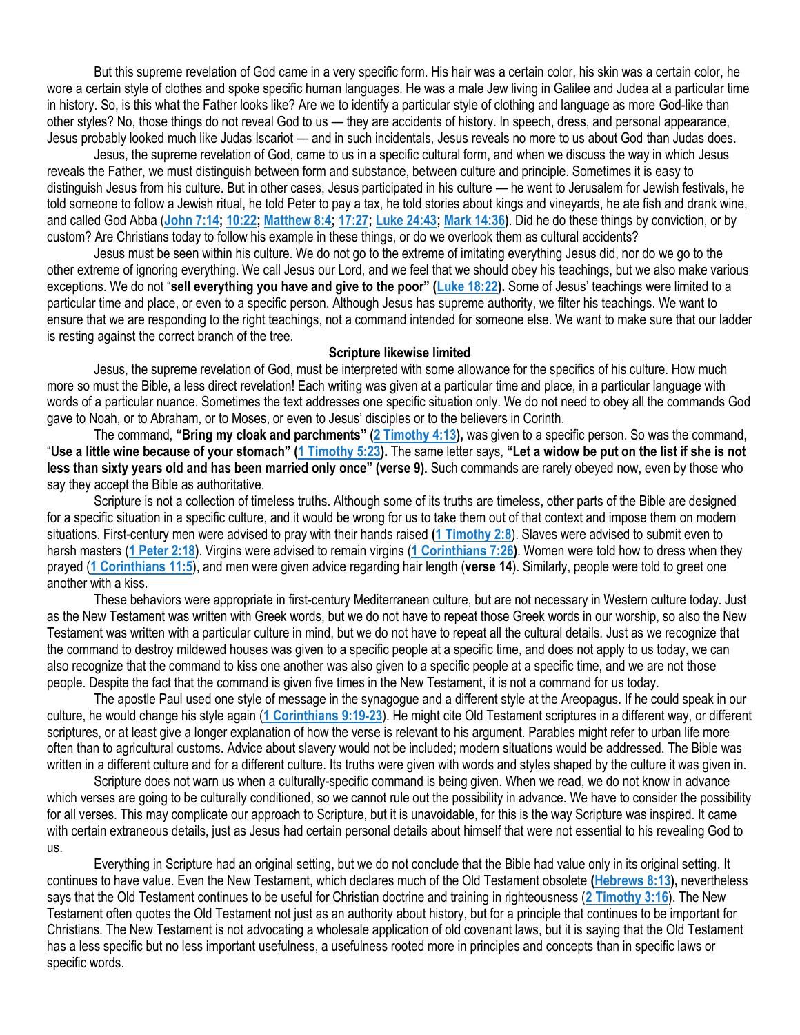But this supreme revelation of God came in a very specific form. His hair was a certain color, his skin was a certain color, he wore a certain style of clothes and spoke specific human languages. He was a male Jew living in Galilee and Judea at a particular time in history. So, is this what the Father looks like? Are we to identify a particular style of clothing and language as more God-like than other styles? No, those things do not reveal God to us — they are accidents of history. In speech, dress, and personal appearance, Jesus probably looked much like Judas Iscariot — and in such incidentals, Jesus reveals no more to us about God than Judas does.

Jesus, the supreme revelation of God, came to us in a specific cultural form, and when we discuss the way in which Jesus reveals the Father, we must distinguish between form and substance, between culture and principle. Sometimes it is easy to distinguish Jesus from his culture. But in other cases, Jesus participated in his culture — he went to Jerusalem for Jewish festivals, he told someone to follow a Jewish ritual, he told Peter to pay a tax, he told stories about kings and vineyards, he ate fish and drank wine, and called God Abba (**John 7:14; 10:22; Matthew 8:4; 17:27; Luke 24:43; Mark 14:36**). Did he do these things by conviction, or by custom? Are Christians today to follow his example in these things, or do we overlook them as cultural accidents?

Jesus must be seen within his culture. We do not go to the extreme of imitating everything Jesus did, nor do we go to the other extreme of ignoring everything. We call Jesus our Lord, and we feel that we should obey his teachings, but we also make various exceptions. We do not "**sell everything you have and give to the poor" (Luke 18:22).** Some of Jesus' teachings were limited to a particular time and place, or even to a specific person. Although Jesus has supreme authority, we filter his teachings. We want to ensure that we are responding to the right teachings, not a command intended for someone else. We want to make sure that our ladder is resting against the correct branch of the tree.

**Scripture likewise limited**

Jesus, the supreme revelation of God, must be interpreted with some allowance for the specifics of his culture. How much more so must the Bible, a less direct revelation! Each writing was given at a particular time and place, in a particular language with words of a particular nuance. Sometimes the text addresses one specific situation only. We do not need to obey all the commands God gave to Noah, or to Abraham, or to Moses, or even to Jesus' disciples or to the believers in Corinth.

The command, **"Bring my cloak and parchments" (2 Timothy 4:13),** was given to a specific person. So was the command, "**Use a little wine because of your stomach" (1 Timothy 5:23).** The same letter says, **"Let a widow be put on the list if she is not less than sixty years old and has been married only once" (verse 9).** Such commands are rarely obeyed now, even by those who say they accept the Bible as authoritative.

Scripture is not a collection of timeless truths. Although some of its truths are timeless, other parts of the Bible are designed for a specific situation in a specific culture, and it would be wrong for us to take them out of that context and impose them on modern situations. First-century men were advised to pray with their hands raised **(1 Timothy 2:8**). Slaves were advised to submit even to harsh masters (**1 Peter 2:18**). Virgins were advised to remain virgins (**1 Corinthians 7:26**). Women were told how to dress when they prayed (**1 Corinthians 11:5**), and men were given advice regarding hair length (**verse 14**). Similarly, people were told to greet one another with a kiss.

These behaviors were appropriate in first-century Mediterranean culture, but are not necessary in Western culture today. Just as the New Testament was written with Greek words, but we do not have to repeat those Greek words in our worship, so also the New Testament was written with a particular culture in mind, but we do not have to repeat all the cultural details. Just as we recognize that the command to destroy mildewed houses was given to a specific people at a specific time, and does not apply to us today, we can also recognize that the command to kiss one another was also given to a specific people at a specific time, and we are not those people. Despite the fact that the command is given five times in the New Testament, it is not a command for us today.

The apostle Paul used one style of message in the synagogue and a different style at the Areopagus. If he could speak in our culture, he would change his style again (**1 Corinthians 9:19-23**). He might cite Old Testament scriptures in a different way, or different scriptures, or at least give a longer explanation of how the verse is relevant to his argument. Parables might refer to urban life more often than to agricultural customs. Advice about slavery would not be included; modern situations would be addressed. The Bible was written in a different culture and for a different culture. Its truths were given with words and styles shaped by the culture it was given in.

Scripture does not warn us when a culturally-specific command is being given. When we read, we do not know in advance which verses are going to be culturally conditioned, so we cannot rule out the possibility in advance. We have to consider the possibility for all verses. This may complicate our approach to Scripture, but it is unavoidable, for this is the way Scripture was inspired. It came with certain extraneous details, just as Jesus had certain personal details about himself that were not essential to his revealing God to us.

Everything in Scripture had an original setting, but we do not conclude that the Bible had value only in its original setting. It continues to have value. Even the New Testament, which declares much of the Old Testament obsolete **(Hebrews 8:13),** nevertheless says that the Old Testament continues to be useful for Christian doctrine and training in righteousness (**2 Timothy 3:16**). The New Testament often quotes the Old Testament not just as an authority about history, but for a principle that continues to be important for Christians. The New Testament is not advocating a wholesale application of old covenant laws, but it is saying that the Old Testament has a less specific but no less important usefulness, a usefulness rooted more in principles and concepts than in specific laws or specific words.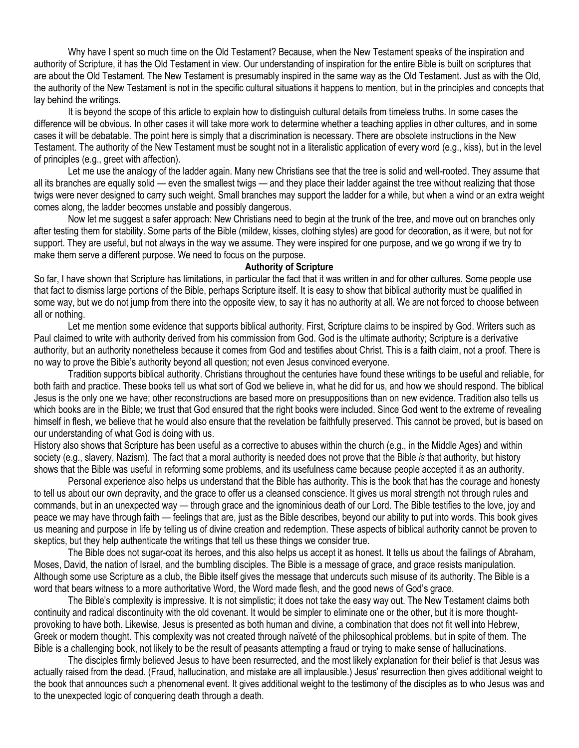Why have I spent so much time on the Old Testament? Because, when the New Testament speaks of the inspiration and authority of Scripture, it has the Old Testament in view. Our understanding of inspiration for the entire Bible is built on scriptures that are about the Old Testament. The New Testament is presumably inspired in the same way as the Old Testament. Just as with the Old, the authority of the New Testament is not in the specific cultural situations it happens to mention, but in the principles and concepts that lay behind the writings.

It is beyond the scope of this article to explain how to distinguish cultural details from timeless truths. In some cases the difference will be obvious. In other cases it will take more work to determine whether a teaching applies in other cultures, and in some cases it will be debatable. The point here is simply that a discrimination is necessary. There are obsolete instructions in the New Testament. The authority of the New Testament must be sought not in a literalistic application of every word (e.g., kiss), but in the level of principles (e.g., greet with affection).

Let me use the analogy of the ladder again. Many new Christians see that the tree is solid and well-rooted. They assume that all its branches are equally solid — even the smallest twigs — and they place their ladder against the tree without realizing that those twigs were never designed to carry such weight. Small branches may support the ladder for a while, but when a wind or an extra weight comes along, the ladder becomes unstable and possibly dangerous.

Now let me suggest a safer approach: New Christians need to begin at the trunk of the tree, and move out on branches only after testing them for stability. Some parts of the Bible (mildew, kisses, clothing styles) are good for decoration, as it were, but not for support. They are useful, but not always in the way we assume. They were inspired for one purpose, and we go wrong if we try to make them serve a different purpose. We need to focus on the purpose.

## Authority of Scripture

So far, I have shown that Scripture has limitations, in particular the fact that it was written in and for other cultures. Some people use that fact to dismiss large portions of the Bible, perhaps Scripture itself. It is easy to show that biblical authority must be qualified in some way, but we do not jump from there into the opposite view, to say it has no authority at all. We are not forced to choose between all or nothing.

Let me mention some evidence that supports biblical authority. First, Scripture claims to be inspired by God. Writers such as Paul claimed to write with authority derived from his commission from God. God is the ultimate authority; Scripture is a derivative authority, but an authority nonetheless because it comes from God and testifies about Christ. This is a faith claim, not a proof. There is no way to prove the Bible's authority beyond all question; not even Jesus convinced everyone.

Tradition supports biblical authority. Christians throughout the centuries have found these writings to be useful and reliable, for both faith and practice. These books tell us what sort of God we believe in, what he did for us, and how we should respond. The biblical Jesus is the only one we have; other reconstructions are based more on presuppositions than on new evidence. Tradition also tells us which books are in the Bible; we trust that God ensured that the right books were included. Since God went to the extreme of revealing himself in flesh, we believe that he would also ensure that the revelation be faithfully preserved. This cannot be proved, but is based on our understanding of what God is doing with us.

History also shows that Scripture has been useful as a corrective to abuses within the church (e.g., in the Middle Ages) and within society (e.g., slavery, Nazism). The fact that a moral authority is needed does not prove that the Bible *is* that authority, but history shows that the Bible was useful in reforming some problems, and its usefulness came because people accepted it as an authority.

Personal experience also helps us understand that the Bible has authority. This is the book that has the courage and honesty to tell us about our own depravity, and the grace to offer us a cleansed conscience. It gives us moral strength not through rules and commands, but in an unexpected way — through grace and the ignominious death of our Lord. The Bible testifies to the love, joy and peace we may have through faith — feelings that are, just as the Bible describes, beyond our ability to put into words. This book gives us meaning and purpose in life by telling us of divine creation and redemption. These aspects of biblical authority cannot be proven to skeptics, but they help authenticate the writings that tell us these things we consider true.

The Bible does not sugar-coat its heroes, and this also helps us accept it as honest. It tells us about the failings of Abraham, Moses, David, the nation of Israel, and the bumbling disciples. The Bible is a message of grace, and grace resists manipulation. Although some use Scripture as a club, the Bible itself gives the message that undercuts such misuse of its authority. The Bible is a word that bears witness to a more authoritative Word, the Word made flesh, and the good news of God's grace.

The Bible's complexity is impressive. It is not simplistic; it does not take the easy way out. The New Testament claims both continuity and radical discontinuity with the old covenant. It would be simpler to eliminate one or the other, but it is more thought-provoking to have both. Likewise, Jesus is presented as both human and divine, a combination that does not fit well into Hebrew, Greek or modern thought. This complexity was not created through naïveté of the philosophical problems, but in spite of them. The Bible is a challenging book, not likely to be the result of peasants attempting a fraud or trying to make sense of hallucinations.

The disciples firmly believed Jesus to have been resurrected, and the most likely explanation for their belief is that Jesus was actually raised from the dead. (Fraud, hallucination, and mistake are all implausible.) Jesus' resurrection then gives additional weight to the book that announces such a phenomenal event. It gives additional weight to the testimony of the disciples as to who Jesus was and to the unexpected logic of conquering death through a death.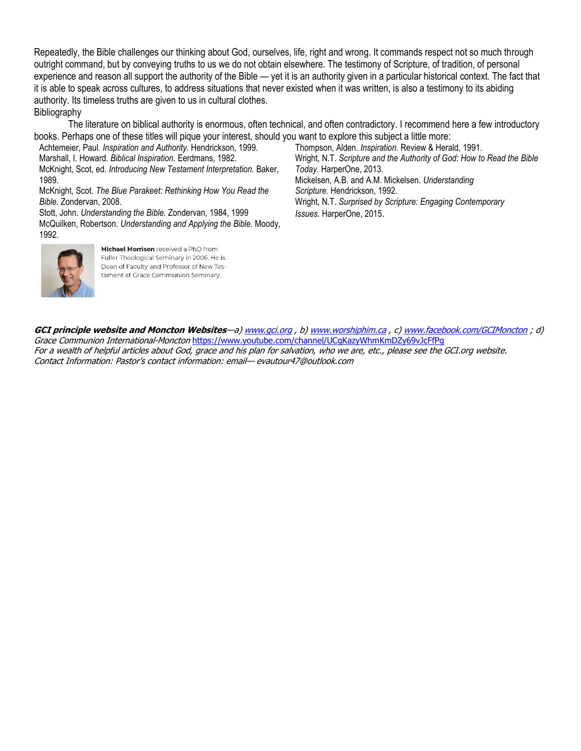Repeatedly, the Bible challenges our thinking about God, ourselves, life, right and wrong. It commands respect not so much through outright command, but by conveying truths to us we do not obtain elsewhere. The testimony of Scripture, of tradition, of personal experience and reason all support the authority of the Bible — yet it is an authority given in a particular historical context. The fact that it is able to speak across cultures, to address situations that never existed when it was written, is also a testimony to its abiding authority. Its timeless truths are given to us in cultural clothes.

## Bibliography

The literature on biblical authority is enormous, often technical, and often contradictory. I recommend here a few introductory books. Perhaps one of these titles will pique your interest, should you want to explore this subject a little more:

Achtemeier, Paul. *Inspiration and Authority.* Hendrickson, 1999.
Marshall, I. Howard. *Biblical Inspiration.* Eerdmans, 1982.
McKnight, Scot, ed. *Introducing New Testament Interpretation.* Baker, 1989.
McKnight, Scot. *The Blue Parakeet: Rethinking How You Read the Bible.* Zondervan, 2008.
Stott, John. *Understanding the Bible.* Zondervan, 1984, 1999
McQuilken, Robertson. *Understanding and Applying the Bible.* Moody, 1992.
Thompson, Alden. *Inspiration.* Review & Herald, 1991.
Wright, N.T. *Scripture and the Authority of God: How to Read the Bible Today.* HarperOne, 2013.
Mickelsen, A.B. and A.M. Mickelsen. *Understanding Scripture.* Hendrickson, 1992.
Wright, N.T. *Surprised by Scripture: Engaging Contemporary Issues.* HarperOne, 2015.

**Michael Morrison** received a PhD from Fuller Theological Seminary in 2006. He is Dean of Faculty and Professor of New Testament at Grace Communion Seminary.

***GCI principle website and Moncton Websites****—a) www.gci.org , b) www.worshiphim.ca , c) www.facebook.com/GCIMoncton ; d) Grace Communion International-Moncton* https://www.youtube.com/channel/UCgKazyWhmKmDZy69vJcFfPg
*For a wealth of helpful articles about God, grace and his plan for salvation, who we are, etc., please see the GCI.org website.*
*Contact Information: Pastor's contact information: email— evautour47@outlook.com*